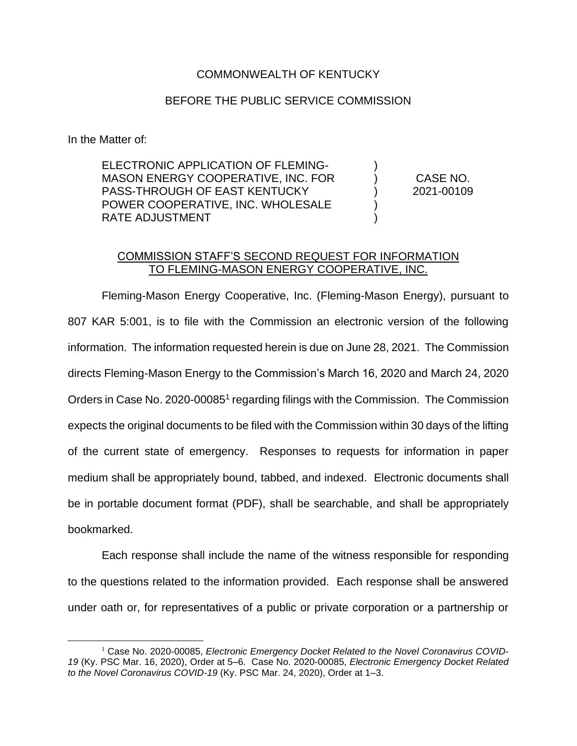COMMONWEALTH OF KENTUCKY

BEFORE THE PUBLIC SERVICE COMMISSION

In the Matter of:

| | | |
|---|---|---|
| ELECTRONIC APPLICATION OF FLEMING-MASON ENERGY COOPERATIVE, INC. FOR PASS-THROUGH OF EAST KENTUCKY POWER COOPERATIVE, INC. WHOLESALE RATE ADJUSTMENT | ) ) ) ) ) | CASE NO. 2021-00109 |

COMMISSION STAFF'S SECOND REQUEST FOR INFORMATION TO FLEMING-MASON ENERGY COOPERATIVE, INC.

Fleming-Mason Energy Cooperative, Inc. (Fleming-Mason Energy), pursuant to 807 KAR 5:001, is to file with the Commission an electronic version of the following information. The information requested herein is due on June 28, 2021. The Commission directs Fleming-Mason Energy to the Commission's March 16, 2020 and March 24, 2020 Orders in Case No. 2020-00085[1] regarding filings with the Commission. The Commission expects the original documents to be filed with the Commission within 30 days of the lifting of the current state of emergency. Responses to requests for information in paper medium shall be appropriately bound, tabbed, and indexed. Electronic documents shall be in portable document format (PDF), shall be searchable, and shall be appropriately bookmarked.

Each response shall include the name of the witness responsible for responding to the questions related to the information provided. Each response shall be answered under oath or, for representatives of a public or private corporation or a partnership or

---

[1] Case No. 2020-00085, *Electronic Emergency Docket Related to the Novel Coronavirus COVID-19* (Ky. PSC Mar. 16, 2020), Order at 5–6. Case No. 2020-00085, *Electronic Emergency Docket Related to the Novel Coronavirus COVID-19* (Ky. PSC Mar. 24, 2020), Order at 1–3.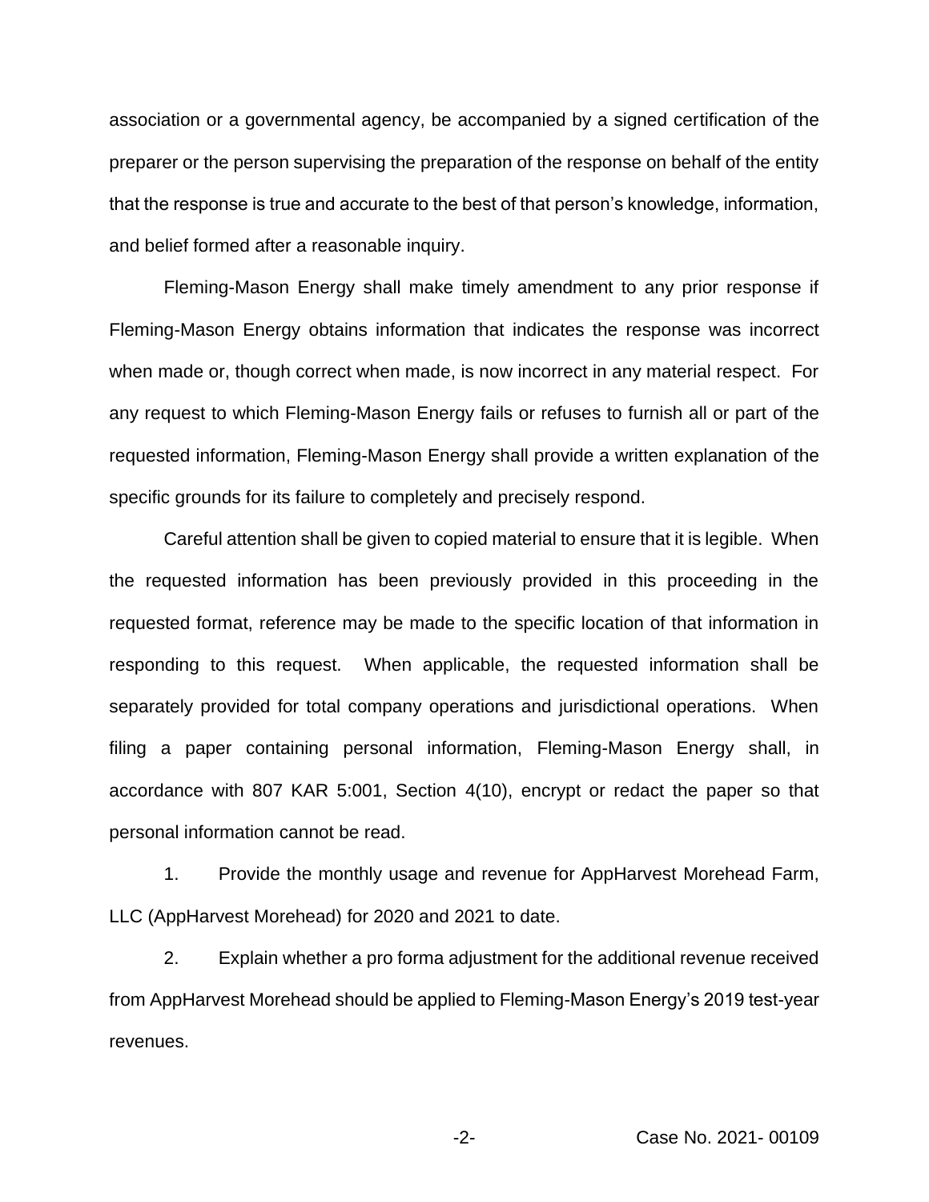association or a governmental agency, be accompanied by a signed certification of the preparer or the person supervising the preparation of the response on behalf of the entity that the response is true and accurate to the best of that person's knowledge, information, and belief formed after a reasonable inquiry.

Fleming-Mason Energy shall make timely amendment to any prior response if Fleming-Mason Energy obtains information that indicates the response was incorrect when made or, though correct when made, is now incorrect in any material respect. For any request to which Fleming-Mason Energy fails or refuses to furnish all or part of the requested information, Fleming-Mason Energy shall provide a written explanation of the specific grounds for its failure to completely and precisely respond.

Careful attention shall be given to copied material to ensure that it is legible. When the requested information has been previously provided in this proceeding in the requested format, reference may be made to the specific location of that information in responding to this request. When applicable, the requested information shall be separately provided for total company operations and jurisdictional operations. When filing a paper containing personal information, Fleming-Mason Energy shall, in accordance with 807 KAR 5:001, Section 4(10), encrypt or redact the paper so that personal information cannot be read.

1. Provide the monthly usage and revenue for AppHarvest Morehead Farm, LLC (AppHarvest Morehead) for 2020 and 2021 to date.

2. Explain whether a pro forma adjustment for the additional revenue received from AppHarvest Morehead should be applied to Fleming-Mason Energy's 2019 test-year revenues.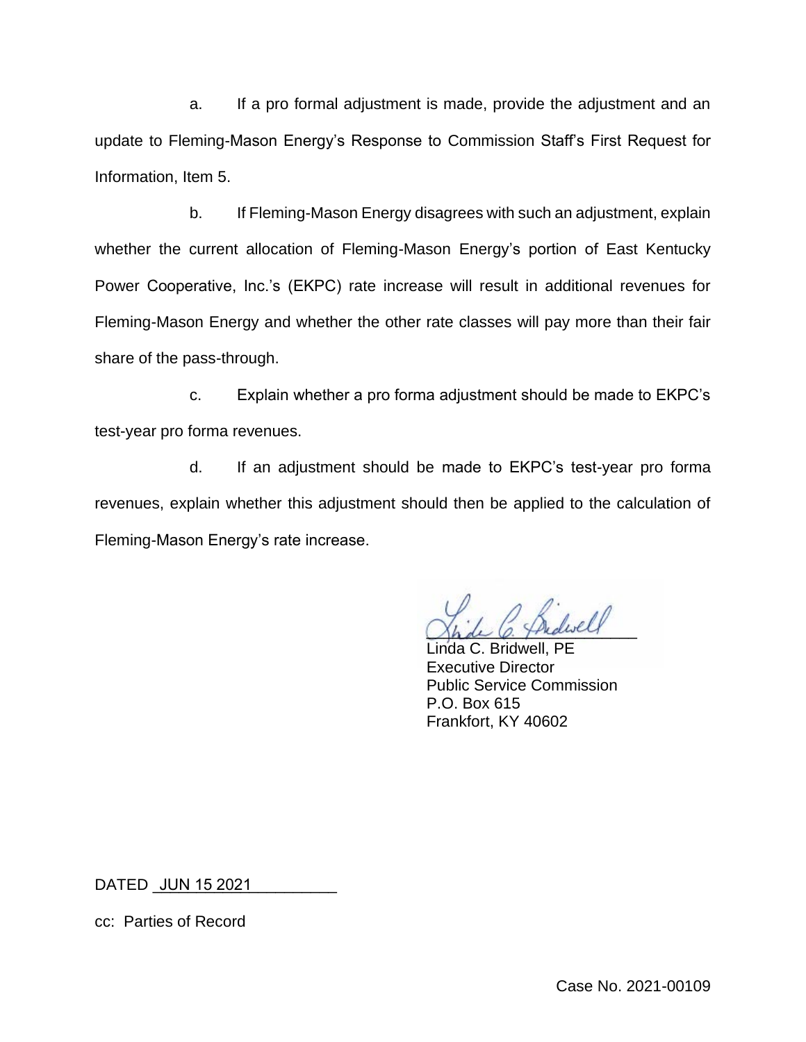a. If a pro formal adjustment is made, provide the adjustment and an update to Fleming-Mason Energy's Response to Commission Staff's First Request for Information, Item 5.

b. If Fleming-Mason Energy disagrees with such an adjustment, explain whether the current allocation of Fleming-Mason Energy's portion of East Kentucky Power Cooperative, Inc.'s (EKPC) rate increase will result in additional revenues for Fleming-Mason Energy and whether the other rate classes will pay more than their fair share of the pass-through.

c. Explain whether a pro forma adjustment should be made to EKPC's test-year pro forma revenues.

d. If an adjustment should be made to EKPC's test-year pro forma revenues, explain whether this adjustment should then be applied to the calculation of Fleming-Mason Energy's rate increase.

Linda C. Bridwell, PE
Executive Director
Public Service Commission
P.O. Box 615
Frankfort, KY 40602

DATED JUN 15 2021

cc: Parties of Record

Case No. 2021-00109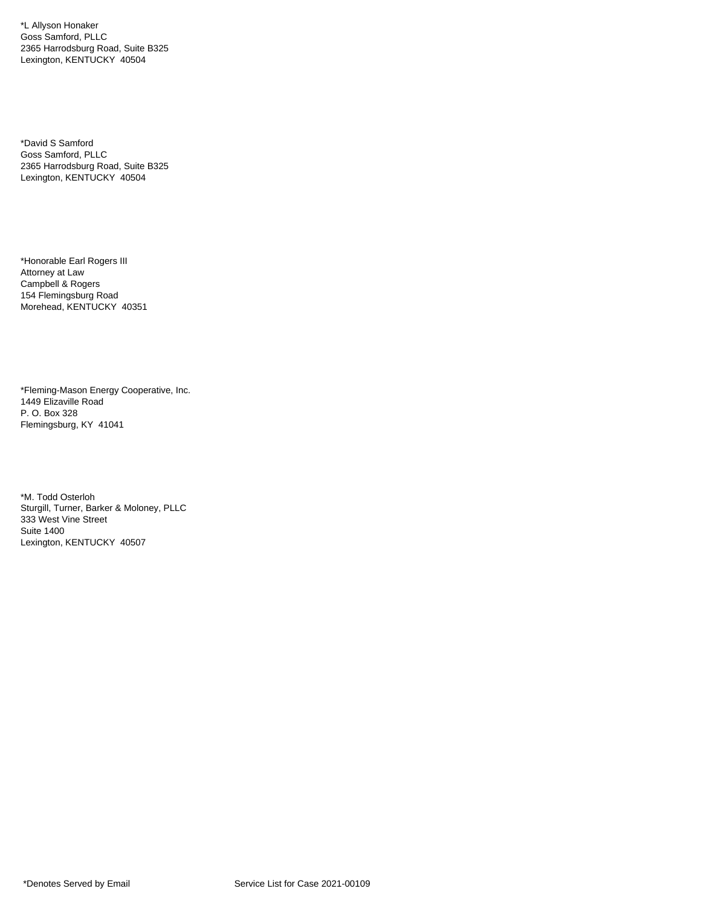*L Allyson Honaker
Goss Samford, PLLC
2365 Harrodsburg Road, Suite B325
Lexington, KENTUCKY 40504

*David S Samford
Goss Samford, PLLC
2365 Harrodsburg Road, Suite B325
Lexington, KENTUCKY 40504

*Honorable Earl Rogers III
Attorney at Law
Campbell & Rogers
154 Flemingsburg Road
Morehead, KENTUCKY 40351

*Fleming-Mason Energy Cooperative, Inc.
1449 Elizaville Road
P. O. Box 328
Flemingsburg, KY 41041

*M. Todd Osterloh
Sturgill, Turner, Barker & Moloney, PLLC
333 West Vine Street
Suite 1400
Lexington, KENTUCKY 40507

*Denotes Served by Email

Service List for Case 2021-00109